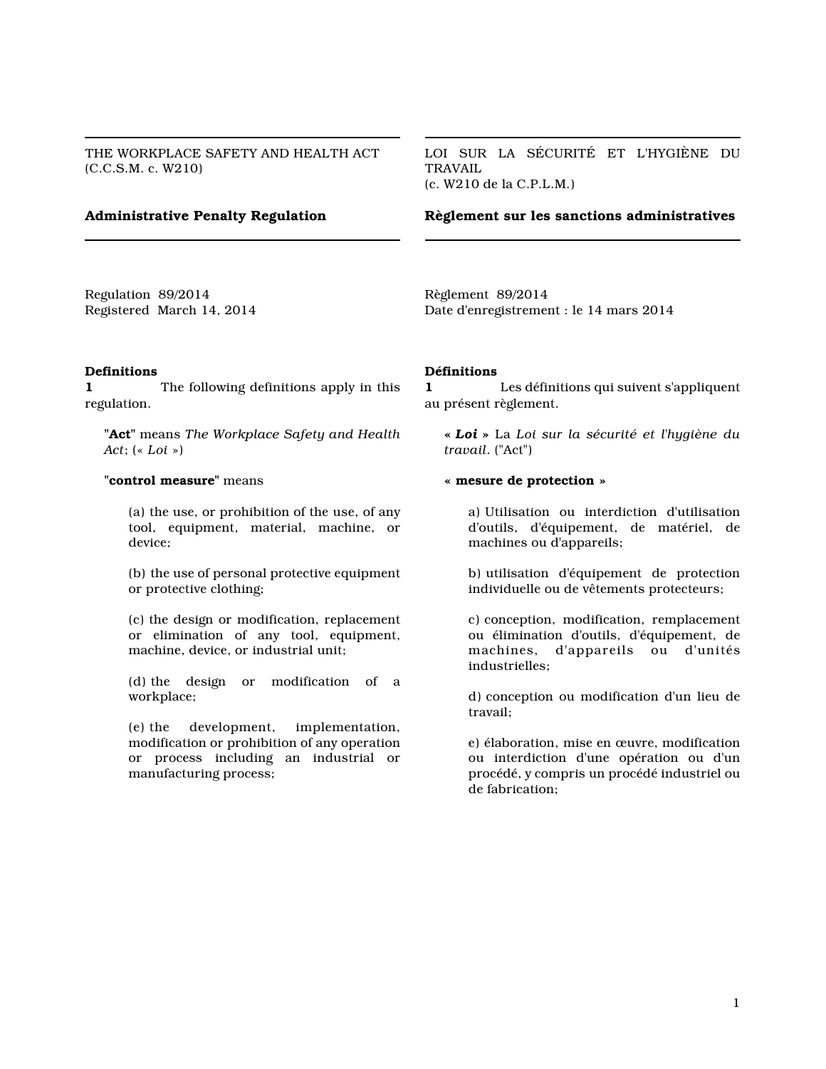THE WORKPLACE SAFETY AND HEALTH ACT
(C.C.S.M. c. W210)

## Administrative Penalty Regulation

Regulation 89/2014
Registered March 14, 2014

### Definitions

**1** The following definitions apply in this regulation.

"**Act**" means *The Workplace Safety and Health Act*; (« *Loi* »)

"**control measure**" means

(a) the use, or prohibition of the use, of any tool, equipment, material, machine, or device;

(b) the use of personal protective equipment or protective clothing;

(c) the design or modification, replacement or elimination of any tool, equipment, machine, device, or industrial unit;

(d) the design or modification of a workplace;

(e) the development, implementation, modification or prohibition of any operation or process including an industrial or manufacturing process;

LOI SUR LA SÉCURITÉ ET L'HYGIÈNE DU TRAVAIL
(c. W210 de la C.P.L.M.)

## Règlement sur les sanctions administratives

Règlement 89/2014
Date d'enregistrement : le 14 mars 2014

### Définitions

**1** Les définitions qui suivent s'appliquent au présent règlement.

« ***Loi*** » La *Loi sur la sécurité et l'hygiène du travail*. ("Act")

« **mesure de protection** »

a) Utilisation ou interdiction d'utilisation d'outils, d'équipement, de matériel, de machines ou d'appareils;

b) utilisation d'équipement de protection individuelle ou de vêtements protecteurs;

c) conception, modification, remplacement ou élimination d'outils, d'équipement, de machines, d'appareils ou d'unités industrielles;

d) conception ou modification d'un lieu de travail;

e) élaboration, mise en œuvre, modification ou interdiction d'une opération ou d'un procédé, y compris un procédé industriel ou de fabrication;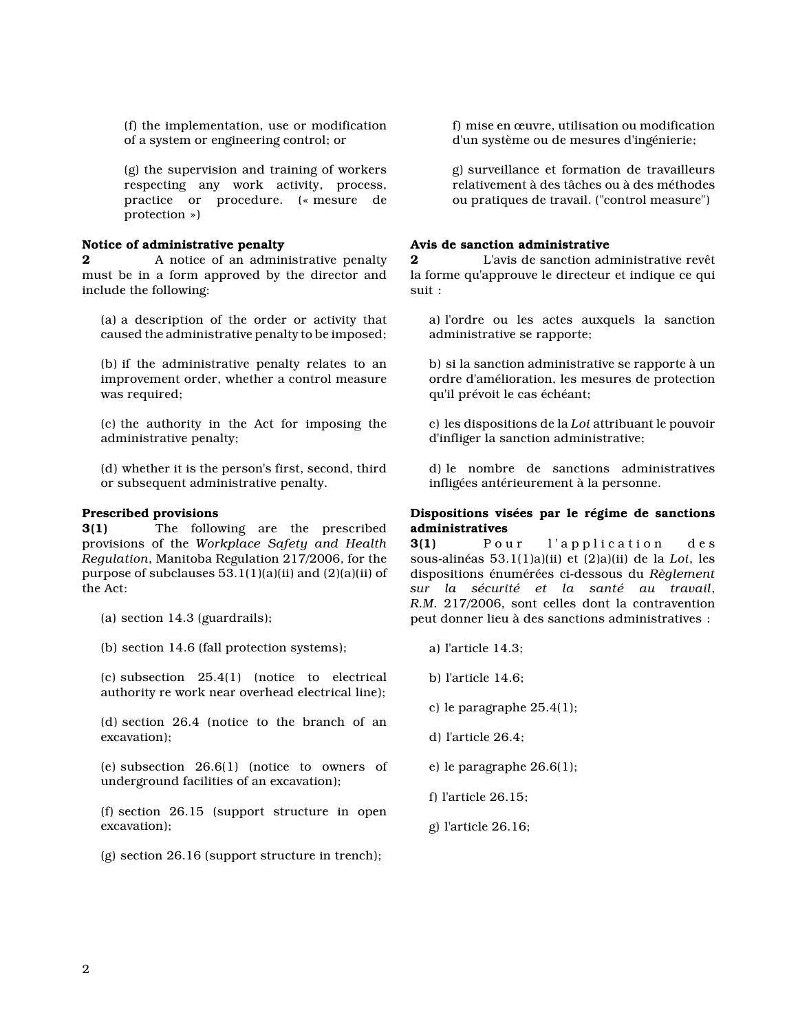(f) the implementation, use or modification of a system or engineering control; or

(g) the supervision and training of workers respecting any work activity, process, practice or procedure. (« mesure de protection »)

**Notice of administrative penalty**
**2** A notice of an administrative penalty must be in a form approved by the director and include the following:

(a) a description of the order or activity that caused the administrative penalty to be imposed;

(b) if the administrative penalty relates to an improvement order, whether a control measure was required;

(c) the authority in the Act for imposing the administrative penalty;

(d) whether it is the person's first, second, third or subsequent administrative penalty.

**Prescribed provisions**
**3(1)** The following are the prescribed provisions of the *Workplace Safety and Health Regulation*, Manitoba Regulation 217/2006, for the purpose of subclauses 53.1(1)(a)(ii) and (2)(a)(ii) of the Act:

(a) section 14.3 (guardrails);

(b) section 14.6 (fall protection systems);

(c) subsection 25.4(1) (notice to electrical authority re work near overhead electrical line);

(d) section 26.4 (notice to the branch of an excavation);

(e) subsection 26.6(1) (notice to owners of underground facilities of an excavation);

(f) section 26.15 (support structure in open excavation);

(g) section 26.16 (support structure in trench);

f) mise en œuvre, utilisation ou modification d'un système ou de mesures d'ingénierie;

g) surveillance et formation de travailleurs relativement à des tâches ou à des méthodes ou pratiques de travail. ("control measure")

**Avis de sanction administrative**
**2** L'avis de sanction administrative revêt la forme qu'approuve le directeur et indique ce qui suit :

a) l'ordre ou les actes auxquels la sanction administrative se rapporte;

b) si la sanction administrative se rapporte à un ordre d'amélioration, les mesures de protection qu'il prévoit le cas échéant;

c) les dispositions de la *Loi* attribuant le pouvoir d'infliger la sanction administrative;

d) le nombre de sanctions administratives infligées antérieurement à la personne.

**Dispositions visées par le régime de sanctions administratives**
**3(1)** Pour l'application des sous-alinéas 53.1(1)a)(ii) et (2)a)(ii) de la *Loi*, les dispositions énumérées ci-dessous du *Règlement sur la sécurité et la santé au travail*, *R.M.* 217/2006, sont celles dont la contravention peut donner lieu à des sanctions administratives :

a) l'article 14.3;

b) l'article 14.6;

c) le paragraphe 25.4(1);

d) l'article 26.4;

e) le paragraphe 26.6(1);

f) l'article 26.15;

g) l'article 26.16;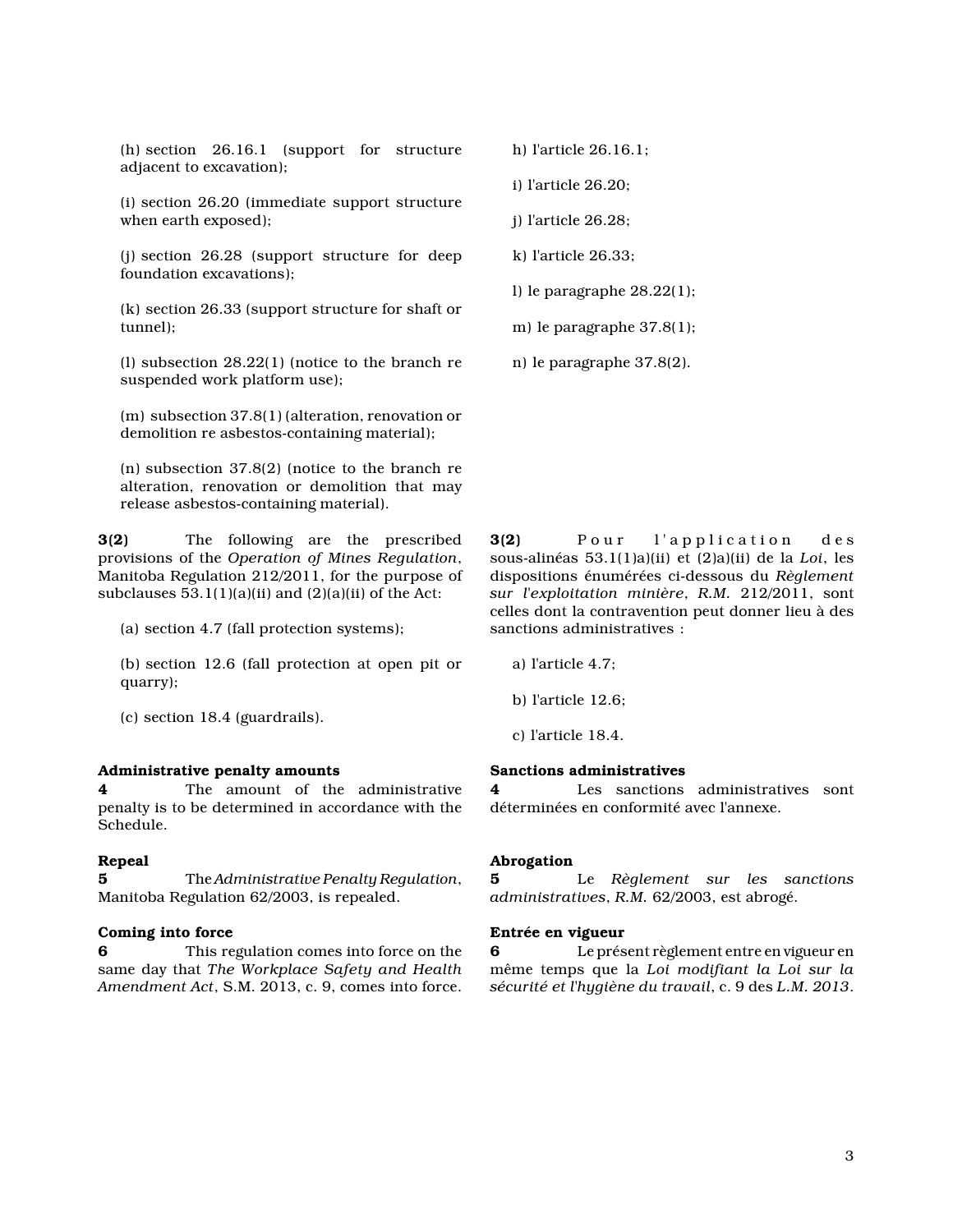(h) section 26.16.1 (support for structure adjacent to excavation);

(i) section 26.20 (immediate support structure when earth exposed);

(j) section 26.28 (support structure for deep foundation excavations);

(k) section 26.33 (support structure for shaft or tunnel);

(l) subsection 28.22(1) (notice to the branch re suspended work platform use);

(m) subsection 37.8(1) (alteration, renovation or demolition re asbestos-containing material);

(n) subsection 37.8(2) (notice to the branch re alteration, renovation or demolition that may release asbestos-containing material).

**3(2)** The following are the prescribed provisions of the *Operation of Mines Regulation*, Manitoba Regulation 212/2011, for the purpose of subclauses 53.1(1)(a)(ii) and (2)(a)(ii) of the Act:

(a) section 4.7 (fall protection systems);

(b) section 12.6 (fall protection at open pit or quarry);

(c) section 18.4 (guardrails).

**Administrative penalty amounts**

**4** The amount of the administrative penalty is to be determined in accordance with the Schedule.

**Repeal**

**5** The *Administrative Penalty Regulation*, Manitoba Regulation 62/2003, is repealed.

**Coming into force**

**6** This regulation comes into force on the same day that *The Workplace Safety and Health Amendment Act*, S.M. 2013, c. 9, comes into force.

h) l'article 26.16.1;

i) l'article 26.20;

j) l'article 26.28;

k) l'article 26.33;

l) le paragraphe 28.22(1);

m) le paragraphe 37.8(1);

n) le paragraphe 37.8(2).

**3(2)** Pour l'application des sous-alinéas 53.1(1)a)(ii) et (2)a)(ii) de la *Loi*, les dispositions énumérées ci-dessous du *Règlement sur l'exploitation minière*, *R.M.* 212/2011, sont celles dont la contravention peut donner lieu à des sanctions administratives :

a) l'article 4.7;

b) l'article 12.6;

c) l'article 18.4.

**Sanctions administratives**

**4** Les sanctions administratives sont déterminées en conformité avec l'annexe.

**Abrogation**

**5** Le *Règlement sur les sanctions administratives*, *R.M.* 62/2003, est abrogé.

**Entrée en vigueur**

**6** Le présent règlement entre en vigueur en même temps que la *Loi modifiant la Loi sur la sécurité et l'hygiène du travail*, c. 9 des *L.M. 2013*.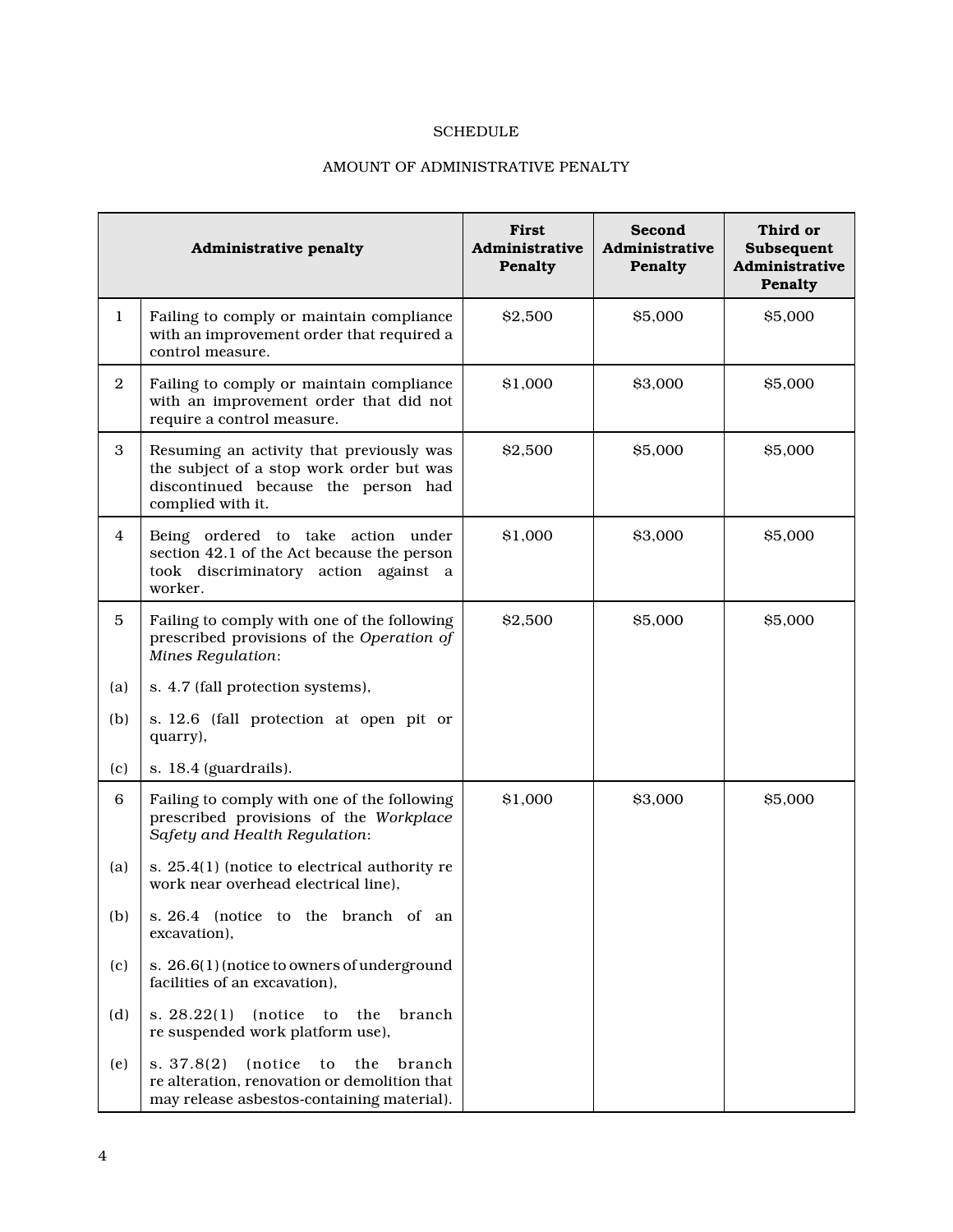SCHEDULE

AMOUNT OF ADMINISTRATIVE PENALTY

| | Administrative penalty | First Administrative Penalty | Second Administrative Penalty | Third or Subsequent Administrative Penalty |
|---|---|---|---|---|
| 1 | Failing to comply or maintain compliance with an improvement order that required a control measure. | $2,500 | $5,000 | $5,000 |
| 2 | Failing to comply or maintain compliance with an improvement order that did not require a control measure. | $1,000 | $3,000 | $5,000 |
| 3 | Resuming an activity that previously was the subject of a stop work order but was discontinued because the person had complied with it. | $2,500 | $5,000 | $5,000 |
| 4 | Being ordered to take action under section 42.1 of the Act because the person took discriminatory action against a worker. | $1,000 | $3,000 | $5,000 |
| 5 | Failing to comply with one of the following prescribed provisions of the *Operation of Mines Regulation*: | $2,500 | $5,000 | $5,000 |
| (a) | s. 4.7 (fall protection systems), | | | |
| (b) | s. 12.6 (fall protection at open pit or quarry), | | | |
| (c) | s. 18.4 (guardrails). | | | |
| 6 | Failing to comply with one of the following prescribed provisions of the *Workplace Safety and Health Regulation*: | $1,000 | $3,000 | $5,000 |
| (a) | s. 25.4(1) (notice to electrical authority re work near overhead electrical line), | | | |
| (b) | s. 26.4 (notice to the branch of an excavation), | | | |
| (c) | s. 26.6(1) (notice to owners of underground facilities of an excavation), | | | |
| (d) | s. 28.22(1) (notice to the branch re suspended work platform use), | | | |
| (e) | s. 37.8(2) (notice to the branch re alteration, renovation or demolition that may release asbestos-containing material). | | | |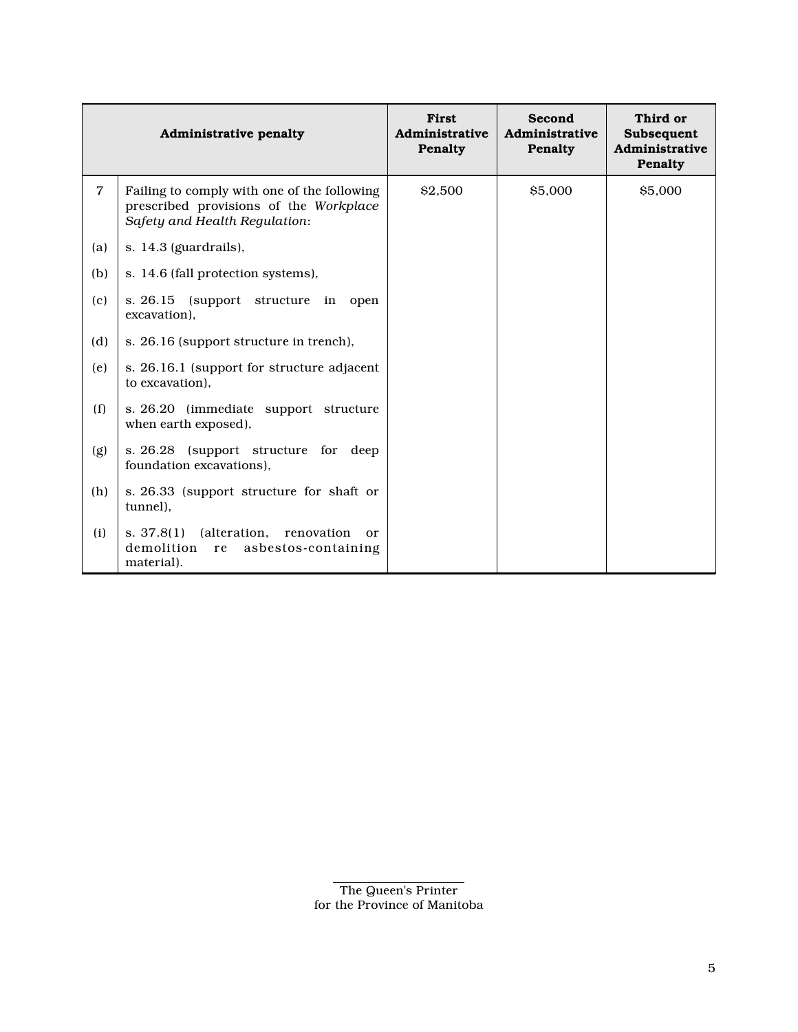| | Administrative penalty | First Administrative Penalty | Second Administrative Penalty | Third or Subsequent Administrative Penalty |
|---|---|---|---|---|
| 7 | Failing to comply with one of the following prescribed provisions of the *Workplace Safety and Health Regulation*: | $2,500 | $5,000 | $5,000 |
| (a) | s. 14.3 (guardrails), | | | |
| (b) | s. 14.6 (fall protection systems), | | | |
| (c) | s. 26.15 (support structure in open excavation), | | | |
| (d) | s. 26.16 (support structure in trench), | | | |
| (e) | s. 26.16.1 (support for structure adjacent to excavation), | | | |
| (f) | s. 26.20 (immediate support structure when earth exposed), | | | |
| (g) | s. 26.28 (support structure for deep foundation excavations), | | | |
| (h) | s. 26.33 (support structure for shaft or tunnel), | | | |
| (i) | s. 37.8(1) (alteration, renovation or demolition re asbestos-containing material). | | | |

The Queen's Printer
for the Province of Manitoba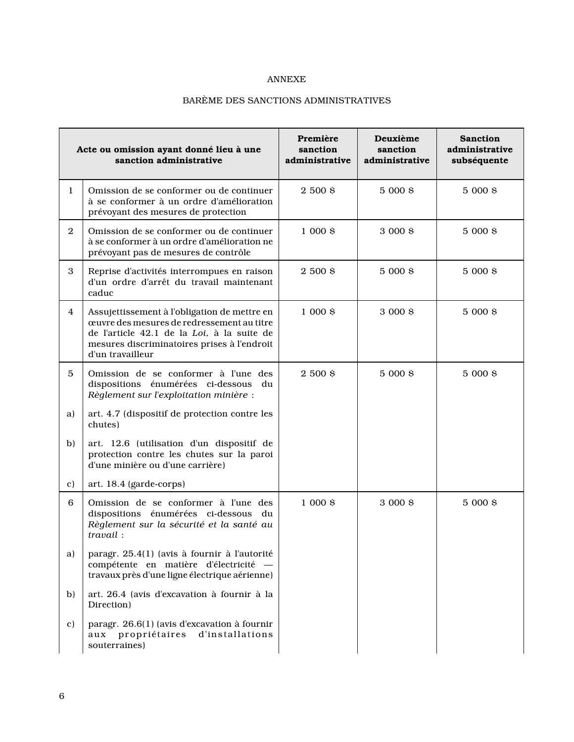ANNEXE

BARÈME DES SANCTIONS ADMINISTRATIVES

| Acte ou omission ayant donné lieu à une sanction administrative | | Première sanction administrative | Deuxième sanction administrative | Sanction administrative subséquente |
|---|---|---|---|---|
| 1 | Omission de se conformer ou de continuer à se conformer à un ordre d'amélioration prévoyant des mesures de protection | 2 500 $ | 5 000 $ | 5 000 $ |
| 2 | Omission de se conformer ou de continuer à se conformer à un ordre d'amélioration ne prévoyant pas de mesures de contrôle | 1 000 $ | 3 000 $ | 5 000 $ |
| 3 | Reprise d'activités interrompues en raison d'un ordre d'arrêt du travail maintenant caduc | 2 500 $ | 5 000 $ | 5 000 $ |
| 4 | Assujettissement à l'obligation de mettre en œuvre des mesures de redressement au titre de l'article 42.1 de la *Loi*, à la suite de mesures discriminatoires prises à l'endroit d'un travailleur | 1 000 $ | 3 000 $ | 5 000 $ |
| 5 | Omission de se conformer à l'une des dispositions énumérées ci-dessous du *Règlement sur l'exploitation minière* : | 2 500 $ | 5 000 $ | 5 000 $ |
| a) | art. 4.7 (dispositif de protection contre les chutes) | | | |
| b) | art. 12.6 (utilisation d'un dispositif de protection contre les chutes sur la paroi d'une minière ou d'une carrière) | | | |
| c) | art. 18.4 (garde-corps) | | | |
| 6 | Omission de se conformer à l'une des dispositions énumérées ci-dessous du *Règlement sur la sécurité et la santé au travail* : | 1 000 $ | 3 000 $ | 5 000 $ |
| a) | paragr. 25.4(1) (avis à fournir à l'autorité compétente en matière d'électricité — travaux près d'une ligne électrique aérienne) | | | |
| b) | art. 26.4 (avis d'excavation à fournir à la Direction) | | | |
| c) | paragr. 26.6(1) (avis d'excavation à fournir aux propriétaires d'installations souterraines) | | | |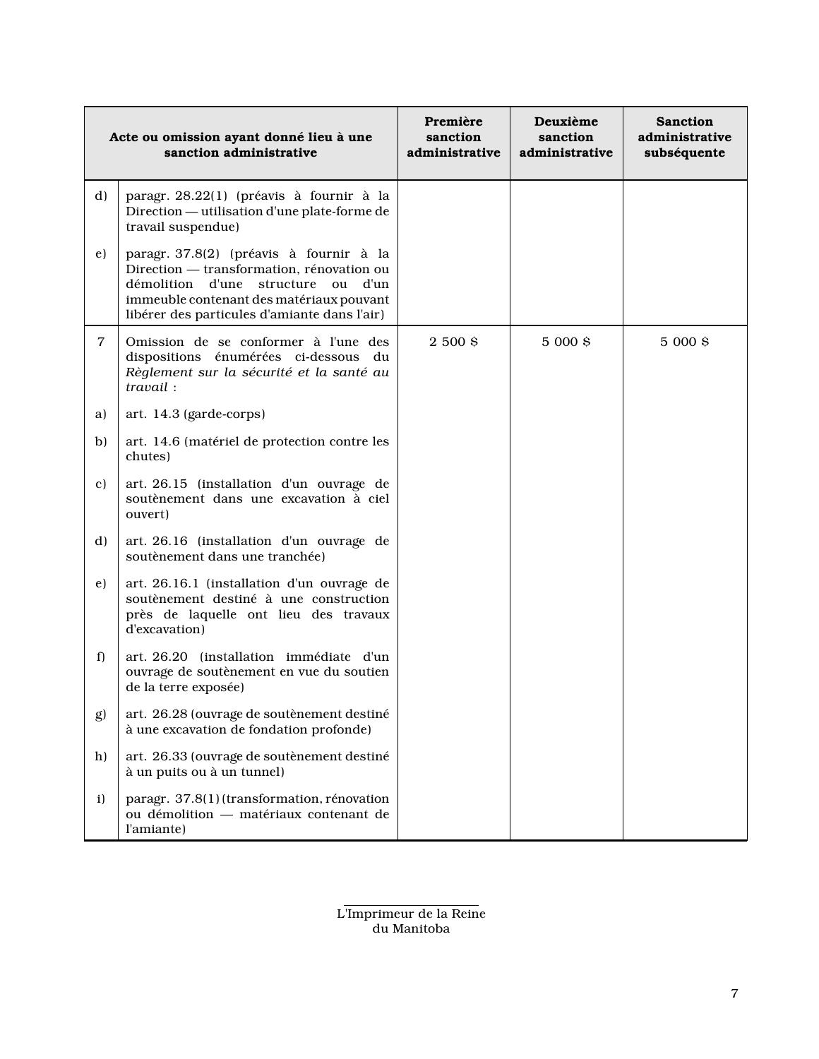| | Acte ou omission ayant donné lieu à une sanction administrative | Première sanction administrative | Deuxième sanction administrative | Sanction administrative subséquente |
|---|---|---|---|---|
| d) | paragr. 28.22(1) (préavis à fournir à la Direction — utilisation d'une plate-forme de travail suspendue) | | | |
| e) | paragr. 37.8(2) (préavis à fournir à la Direction — transformation, rénovation ou démolition d'une structure ou d'un immeuble contenant des matériaux pouvant libérer des particules d'amiante dans l'air) | | | |
| 7 | Omission de se conformer à l'une des dispositions énumérées ci-dessous du *Règlement sur la sécurité et la santé au travail* : | 2 500 $ | 5 000 $ | 5 000 $ |
| a) | art. 14.3 (garde-corps) | | | |
| b) | art. 14.6 (matériel de protection contre les chutes) | | | |
| c) | art. 26.15 (installation d'un ouvrage de soutènement dans une excavation à ciel ouvert) | | | |
| d) | art. 26.16 (installation d'un ouvrage de soutènement dans une tranchée) | | | |
| e) | art. 26.16.1 (installation d'un ouvrage de soutènement destiné à une construction près de laquelle ont lieu des travaux d'excavation) | | | |
| f) | art. 26.20 (installation immédiate d'un ouvrage de soutènement en vue du soutien de la terre exposée) | | | |
| g) | art. 26.28 (ouvrage de soutènement destiné à une excavation de fondation profonde) | | | |
| h) | art. 26.33 (ouvrage de soutènement destiné à un puits ou à un tunnel) | | | |
| i) | paragr. 37.8(1) (transformation, rénovation ou démolition — matériaux contenant de l'amiante) | | | |

L'Imprimeur de la Reine
du Manitoba